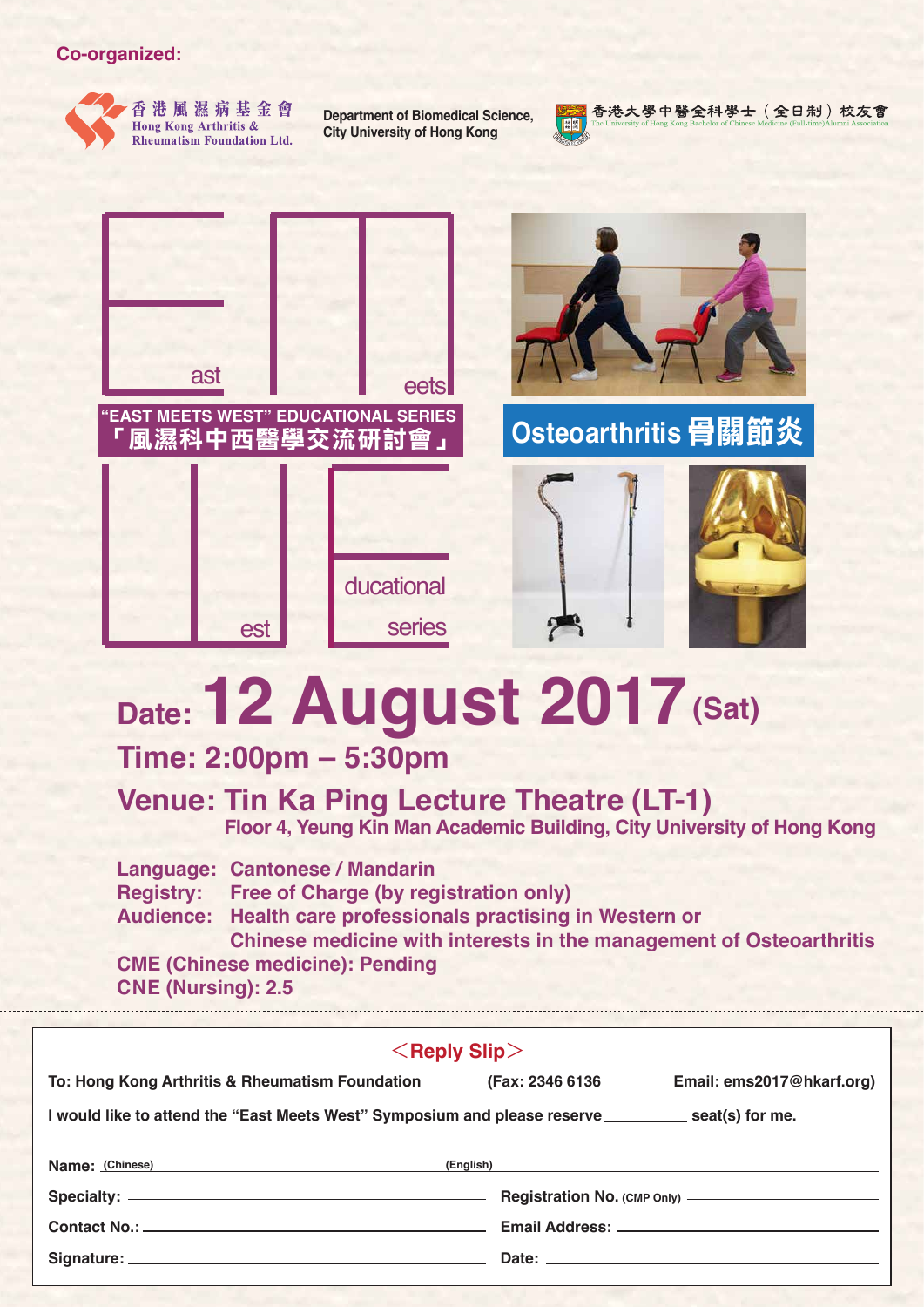**Co-organized:**

香港風濕病基金會
Hong Kong Arthritis & Rheumatism Foundation Ltd.

Department of Biomedical Science, City University of Hong Kong

香港大學中醫全科學士（全日制）校友會
The University of Hong Kong Bachelor of Chinese Medicine (Full-time) Alumni Association

East Meets West Educational series

# "EAST MEETS WEST" EDUCATIONAL SERIES
# 「風濕科中西醫學交流研討會」

## Osteoarthritis 骨關節炎

# Date: 12 August 2017 (Sat)

## Time: 2:00pm – 5:30pm

## Venue: Tin Ka Ping Lecture Theatre (LT-1)

**Floor 4, Yeung Kin Man Academic Building, City University of Hong Kong**

**Language:** Cantonese / Mandarin
**Registry:** Free of Charge (by registration only)
**Audience:** Health care professionals practising in Western or Chinese medicine with interests in the management of Osteoarthritis
**CME (Chinese medicine): Pending**
**CNE (Nursing): 2.5**

---

## <Reply Slip>

**To: Hong Kong Arthritis & Rheumatism Foundation** (Fax: 2346 6136) Email: ems2017@hkarf.org)

I would like to attend the "East Meets West" Symposium and please reserve ________ seat(s) for me.

Name: (Chinese) ____________________ (English) ____________________

Specialty: ____________________ Registration No. (CMP Only) ____________________

Contact No.: ____________________ Email Address: ____________________

Signature: ____________________ Date: ____________________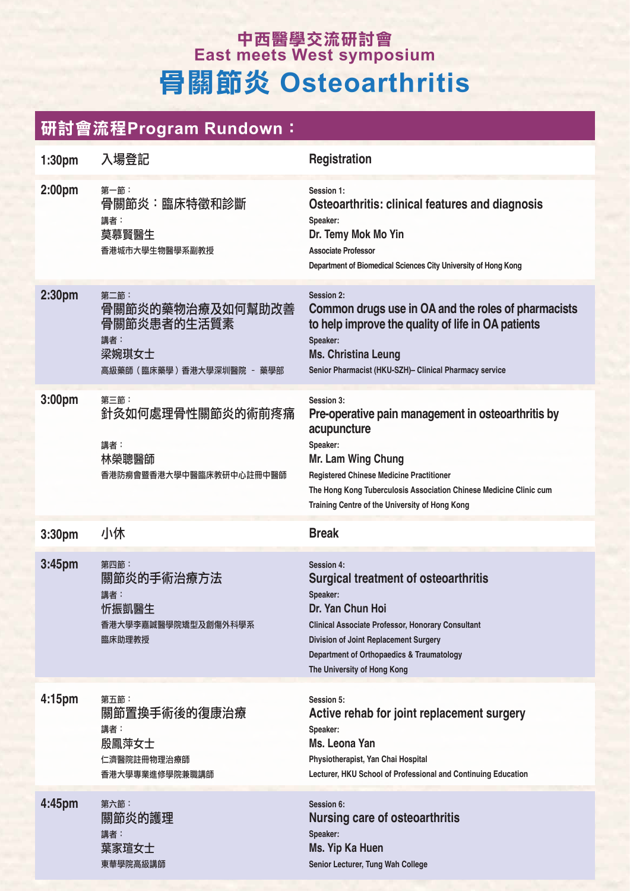# 中西醫學交流研討會
# East meets West symposium
# 骨關節炎 Osteoarthritis

## 研討會流程Program Rundown：

| | | |
|---|---|---|
| 1:30pm | 入場登記 | Registration |
| 2:00pm | 第一節：<br>骨關節炎：臨床特徵和診斷<br>講者：<br>莫慕賢醫生<br>香港城市大學生物醫學系副教授 | Session 1:<br>Osteoarthritis: clinical features and diagnosis<br>Speaker:<br>Dr. Temy Mok Mo Yin<br>Associate Professor<br>Department of Biomedical Sciences City University of Hong Kong |
| 2:30pm | 第二節：<br>骨關節炎的藥物治療及如何幫助改善骨關節炎患者的生活質素<br>講者：<br>梁婉琪女士<br>高級藥師（臨床藥學）香港大學深圳醫院 － 藥學部 | Session 2:<br>Common drugs use in OA and the roles of pharmacists to help improve the quality of life in OA patients<br>Speaker:<br>Ms. Christina Leung<br>Senior Pharmacist (HKU-SZH)– Clinical Pharmacy service |
| 3:00pm | 第三節：<br>針灸如何處理骨性關節炎的術前疼痛<br>講者：<br>林榮聰醫師<br>香港防癆會暨香港大學中醫臨床教研中心註冊中醫師 | Session 3:<br>Pre-operative pain management in osteoarthritis by acupuncture<br>Speaker:<br>Mr. Lam Wing Chung<br>Registered Chinese Medicine Practitioner<br>The Hong Kong Tuberculosis Association Chinese Medicine Clinic cum Training Centre of the University of Hong Kong |
| 3:30pm | 小休 | Break |
| 3:45pm | 第四節：<br>關節炎的手術治療方法<br>講者：<br>忻振凱醫生<br>香港大學李嘉誠醫學院矯型及創傷外科學系臨床助理教授 | Session 4:<br>Surgical treatment of osteoarthritis<br>Speaker:<br>Dr. Yan Chun Hoi<br>Clinical Associate Professor, Honorary Consultant<br>Division of Joint Replacement Surgery<br>Department of Orthopaedics & Traumatology<br>The University of Hong Kong |
| 4:15pm | 第五節：<br>關節置換手術後的復康治療<br>講者：<br>殷鳳萍女士<br>仁濟醫院註冊物理治療師<br>香港大學專業進修學院兼職講師 | Session 5:<br>Active rehab for joint replacement surgery<br>Speaker:<br>Ms. Leona Yan<br>Physiotherapist, Yan Chai Hospital<br>Lecturer, HKU School of Professional and Continuing Education |
| 4:45pm | 第六節：<br>關節炎的護理<br>講者：<br>葉家瑄女士<br>東華學院高級講師 | Session 6:<br>Nursing care of osteoarthritis<br>Speaker:<br>Ms. Yip Ka Huen<br>Senior Lecturer, Tung Wah College |